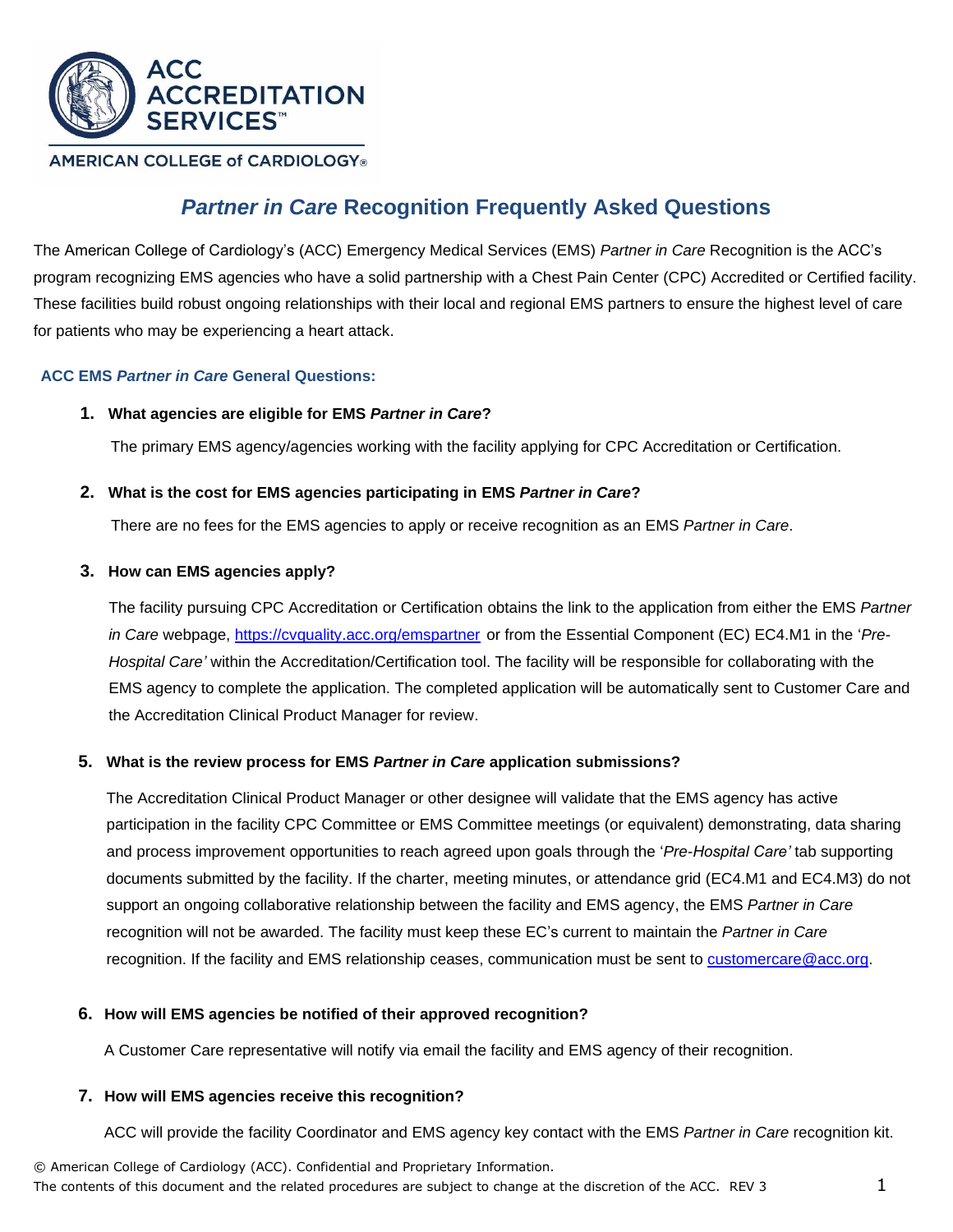ACC ACCREDITATION SERVICES™

AMERICAN COLLEGE of CARDIOLOGY®

# *Partner in Care* Recognition Frequently Asked Questions

The American College of Cardiology's (ACC) Emergency Medical Services (EMS) *Partner in Care* Recognition is the ACC's program recognizing EMS agencies who have a solid partnership with a Chest Pain Center (CPC) Accredited or Certified facility. These facilities build robust ongoing relationships with their local and regional EMS partners to ensure the highest level of care for patients who may be experiencing a heart attack.

## ACC EMS *Partner in Care* General Questions:

1. **What agencies are eligible for EMS *Partner in Care*?**

   The primary EMS agency/agencies working with the facility applying for CPC Accreditation or Certification.

2. **What is the cost for EMS agencies participating in EMS *Partner in Care*?**

   There are no fees for the EMS agencies to apply or receive recognition as an EMS *Partner in Care*.

3. **How can EMS agencies apply?**

   The facility pursuing CPC Accreditation or Certification obtains the link to the application from either the EMS *Partner in Care* webpage, https://cvquality.acc.org/emspartner or from the Essential Component (EC) EC4.M1 in the '*Pre-Hospital Care'* within the Accreditation/Certification tool. The facility will be responsible for collaborating with the EMS agency to complete the application. The completed application will be automatically sent to Customer Care and the Accreditation Clinical Product Manager for review.

5. **What is the review process for EMS *Partner in Care* application submissions?**

   The Accreditation Clinical Product Manager or other designee will validate that the EMS agency has active participation in the facility CPC Committee or EMS Committee meetings (or equivalent) demonstrating, data sharing and process improvement opportunities to reach agreed upon goals through the '*Pre-Hospital Care'* tab supporting documents submitted by the facility. If the charter, meeting minutes, or attendance grid (EC4.M1 and EC4.M3) do not support an ongoing collaborative relationship between the facility and EMS agency, the EMS *Partner in Care* recognition will not be awarded. The facility must keep these EC's current to maintain the *Partner in Care* recognition. If the facility and EMS relationship ceases, communication must be sent to customercare@acc.org.

6. **How will EMS agencies be notified of their approved recognition?**

   A Customer Care representative will notify via email the facility and EMS agency of their recognition.

7. **How will EMS agencies receive this recognition?**

   ACC will provide the facility Coordinator and EMS agency key contact with the EMS *Partner in Care* recognition kit.

© American College of Cardiology (ACC). Confidential and Proprietary Information.
The contents of this document and the related procedures are subject to change at the discretion of the ACC. REV 3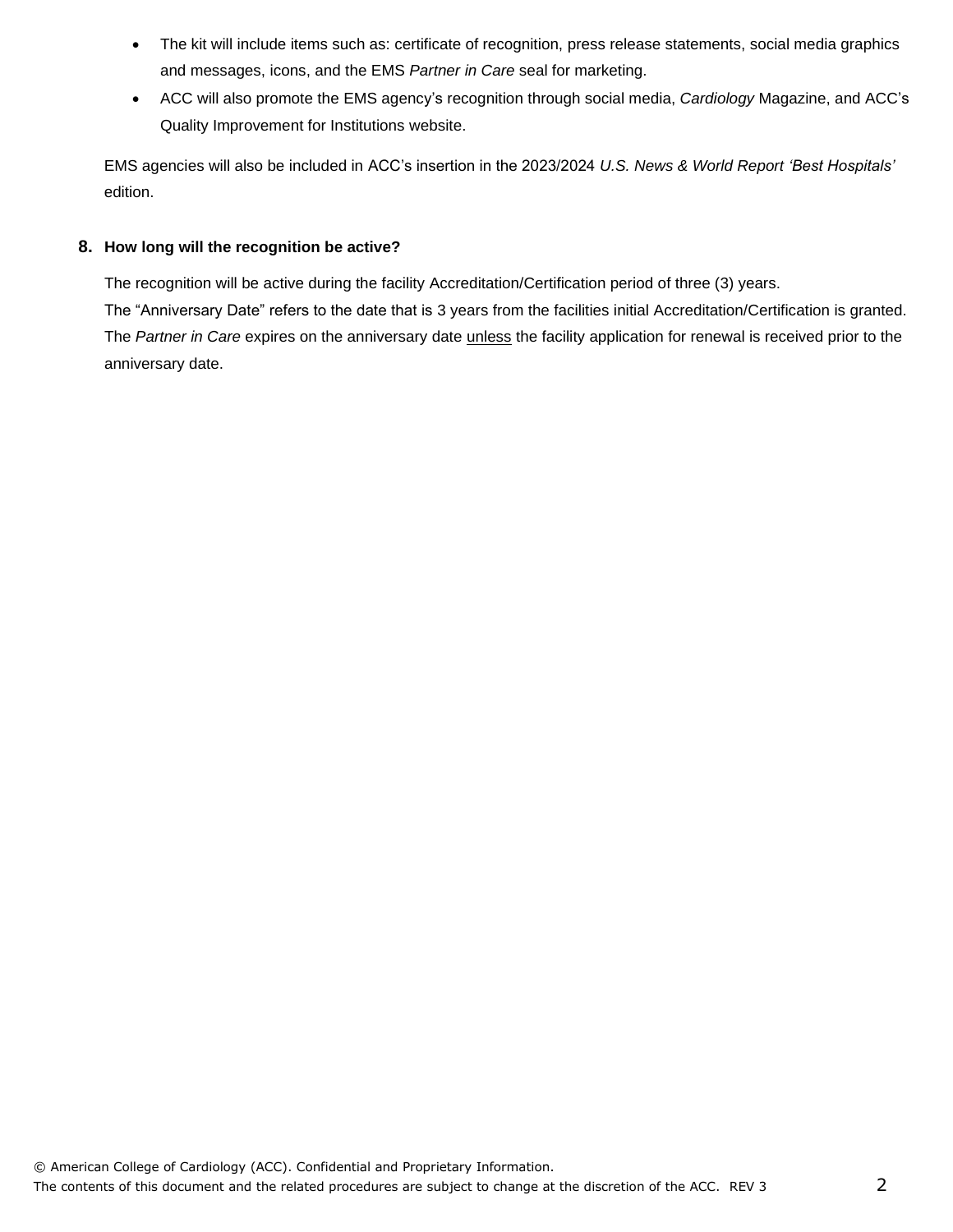- The kit will include items such as: certificate of recognition, press release statements, social media graphics and messages, icons, and the EMS *Partner in Care* seal for marketing.
- ACC will also promote the EMS agency's recognition through social media, *Cardiology* Magazine, and ACC's Quality Improvement for Institutions website.

EMS agencies will also be included in ACC's insertion in the 2023/2024 *U.S. News & World Report 'Best Hospitals'* edition.

**8. How long will the recognition be active?**

The recognition will be active during the facility Accreditation/Certification period of three (3) years.
The "Anniversary Date" refers to the date that is 3 years from the facilities initial Accreditation/Certification is granted.
The *Partner in Care* expires on the anniversary date <u>unless</u> the facility application for renewal is received prior to the anniversary date.

© American College of Cardiology (ACC). Confidential and Proprietary Information.
The contents of this document and the related procedures are subject to change at the discretion of the ACC. REV 3